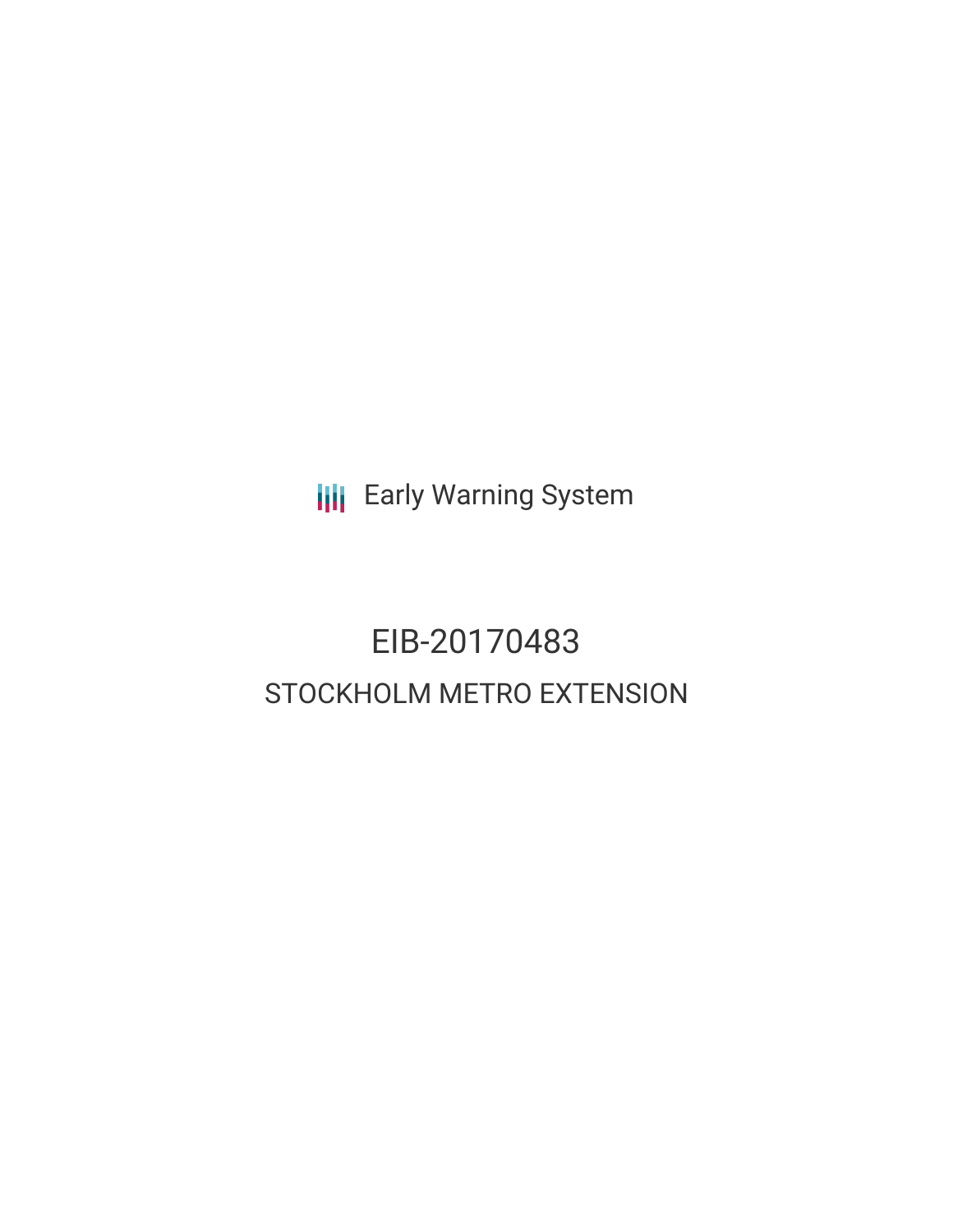Early Warning System

# EIB-20170483

## STOCKHOLM METRO EXTENSION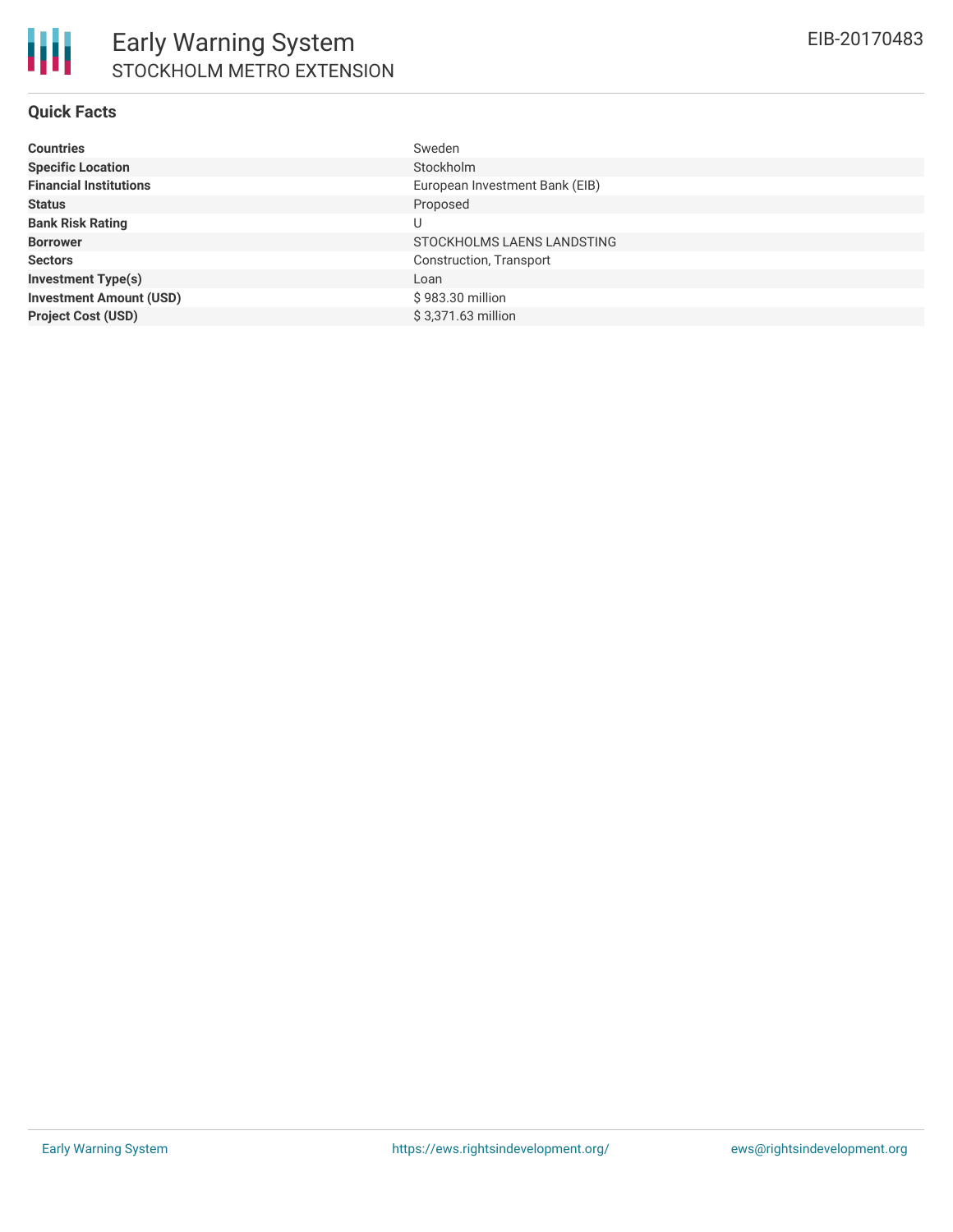# Early Warning System

## STOCKHOLM METRO EXTENSION

EIB-20170483

### Quick Facts

| | |
|---|---|
| **Countries** | Sweden |
| **Specific Location** | Stockholm |
| **Financial Institutions** | European Investment Bank (EIB) |
| **Status** | Proposed |
| **Bank Risk Rating** | U |
| **Borrower** | STOCKHOLMS LAENS LANDSTING |
| **Sectors** | Construction, Transport |
| **Investment Type(s)** | Loan |
| **Investment Amount (USD)** | $ 983.30 million |
| **Project Cost (USD)** | $ 3,371.63 million |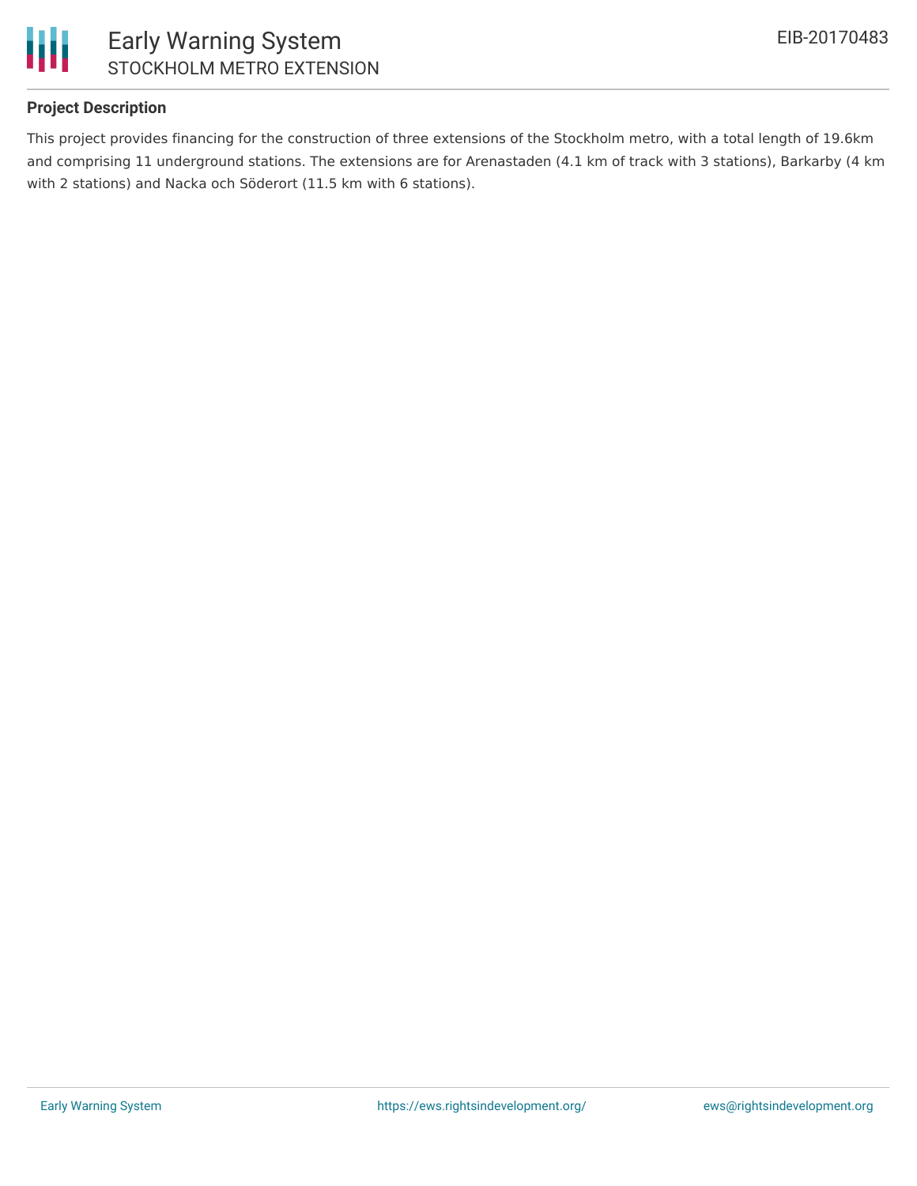### Project Description

This project provides financing for the construction of three extensions of the Stockholm metro, with a total length of 19.6km and comprising 11 underground stations. The extensions are for Arenastaden (4.1 km of track with 3 stations), Barkarby (4 km with 2 stations) and Nacka och Söderort (11.5 km with 6 stations).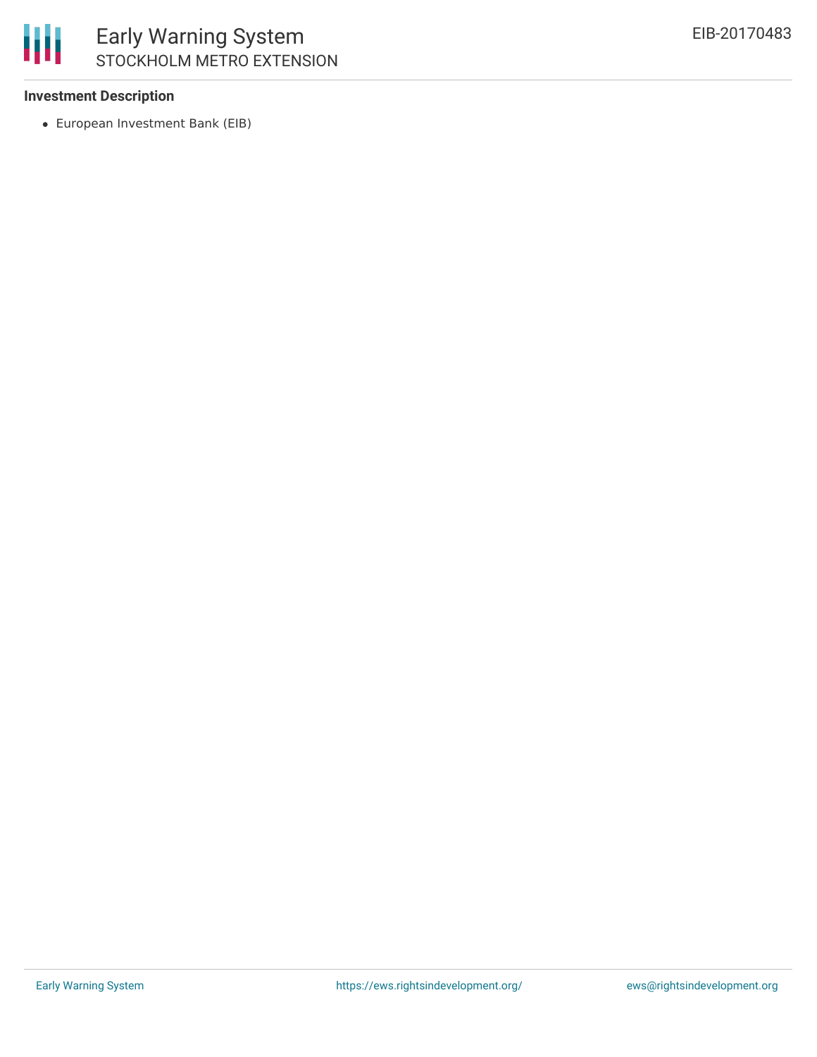### Investment Description

- European Investment Bank (EIB)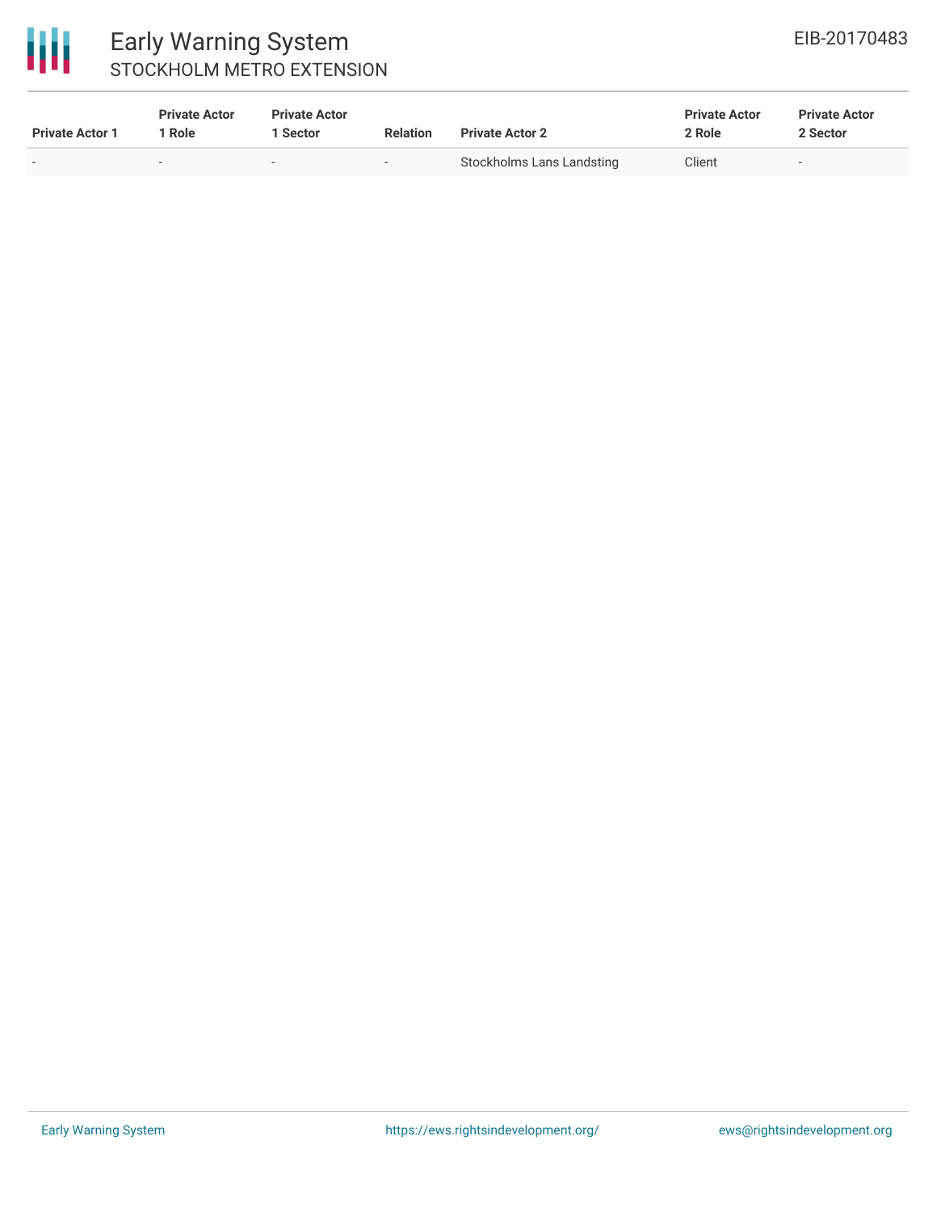| Private Actor 1 | Private Actor 1 Role | Private Actor 1 Sector | Relation | Private Actor 2 | Private Actor 2 Role | Private Actor 2 Sector |
|---|---|---|---|---|---|---|
| - | - | - | - | Stockholms Lans Landsting | Client | - |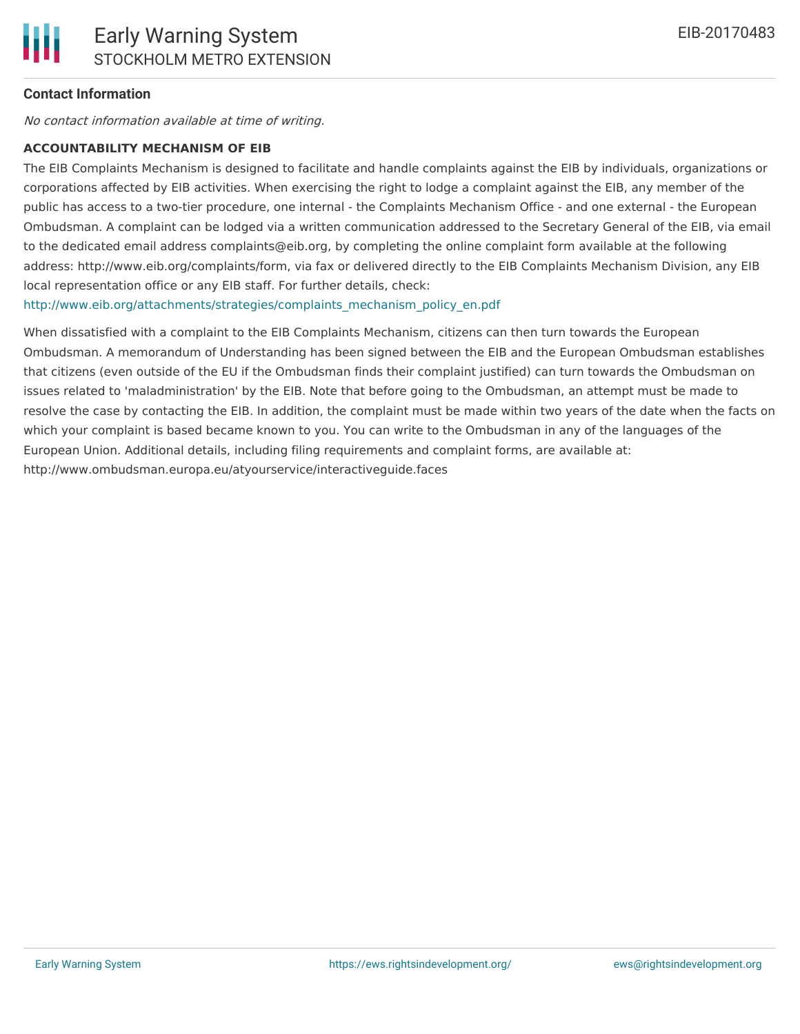### Contact Information

*No contact information available at time of writing.*

**ACCOUNTABILITY MECHANISM OF EIB**

The EIB Complaints Mechanism is designed to facilitate and handle complaints against the EIB by individuals, organizations or corporations affected by EIB activities. When exercising the right to lodge a complaint against the EIB, any member of the public has access to a two-tier procedure, one internal - the Complaints Mechanism Office - and one external - the European Ombudsman. A complaint can be lodged via a written communication addressed to the Secretary General of the EIB, via email to the dedicated email address complaints@eib.org, by completing the online complaint form available at the following address: http://www.eib.org/complaints/form, via fax or delivered directly to the EIB Complaints Mechanism Division, any EIB local representation office or any EIB staff. For further details, check: http://www.eib.org/attachments/strategies/complaints_mechanism_policy_en.pdf

When dissatisfied with a complaint to the EIB Complaints Mechanism, citizens can then turn towards the European Ombudsman. A memorandum of Understanding has been signed between the EIB and the European Ombudsman establishes that citizens (even outside of the EU if the Ombudsman finds their complaint justified) can turn towards the Ombudsman on issues related to 'maladministration' by the EIB. Note that before going to the Ombudsman, an attempt must be made to resolve the case by contacting the EIB. In addition, the complaint must be made within two years of the date when the facts on which your complaint is based became known to you. You can write to the Ombudsman in any of the languages of the European Union. Additional details, including filing requirements and complaint forms, are available at: http://www.ombudsman.europa.eu/atyourservice/interactiveguide.faces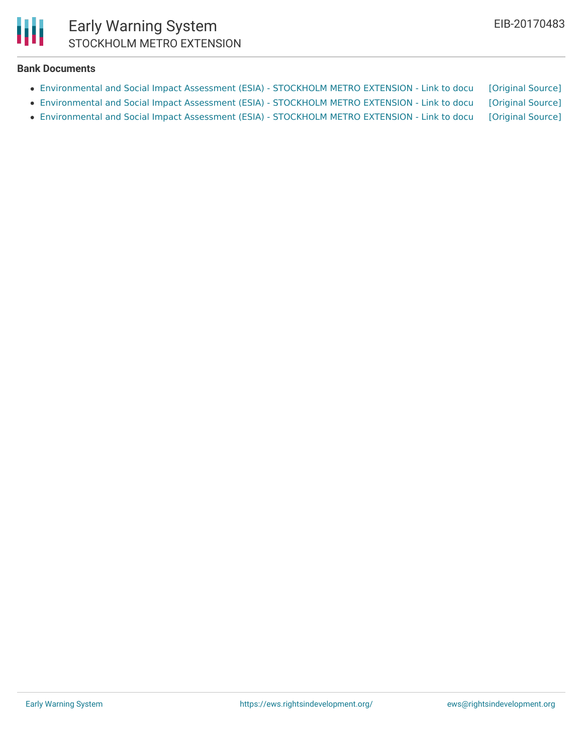**Bank Documents**

- Environmental and Social Impact Assessment (ESIA) - STOCKHOLM METRO EXTENSION - Link to docu [Original Source]
- Environmental and Social Impact Assessment (ESIA) - STOCKHOLM METRO EXTENSION - Link to docu [Original Source]
- Environmental and Social Impact Assessment (ESIA) - STOCKHOLM METRO EXTENSION - Link to docu [Original Source]